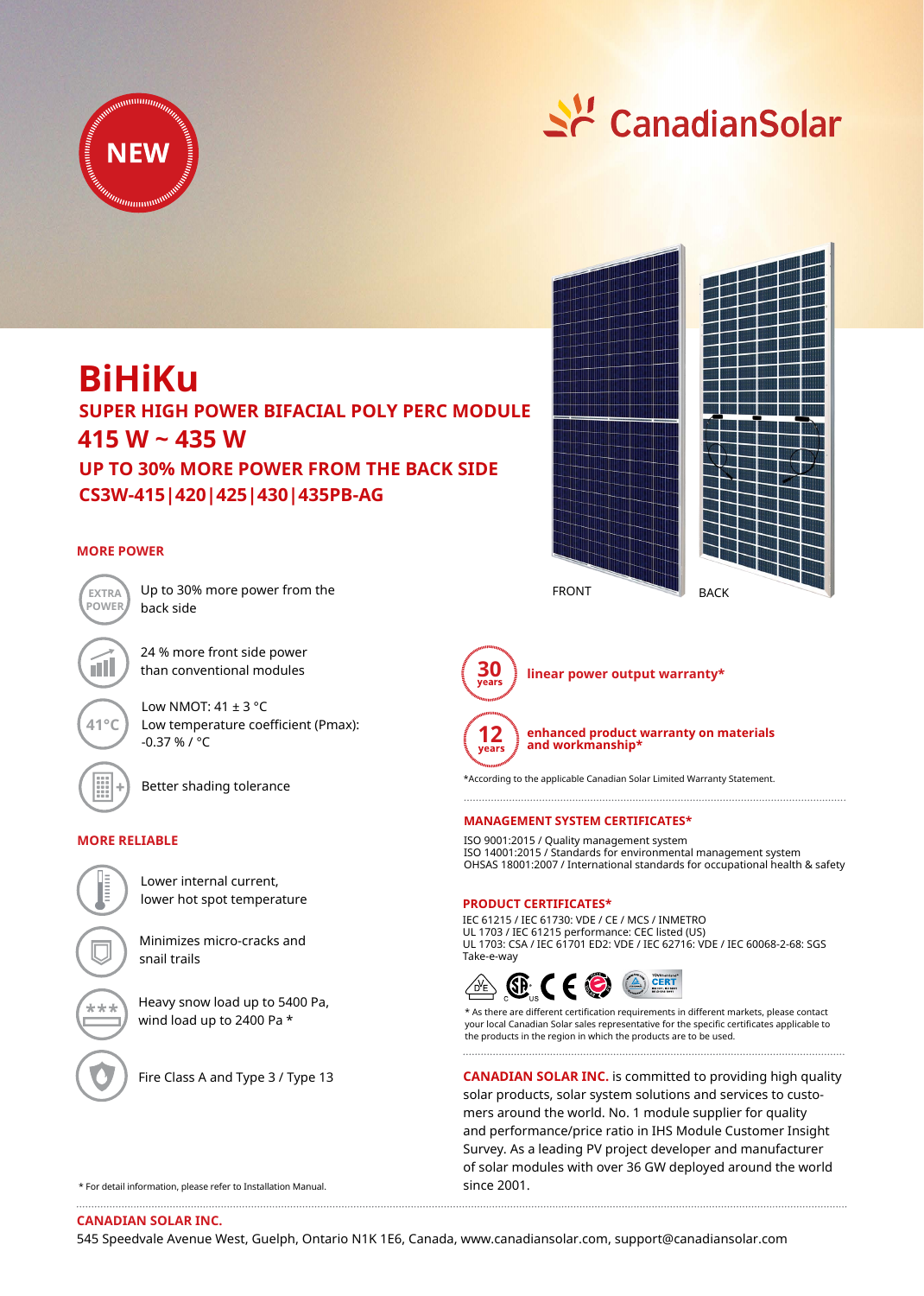NEW

CanadianSolar

# BiHiKu

## SUPER HIGH POWER BIFACIAL POLY PERC MODULE

## 415 W ~ 435 W

## UP TO 30% MORE POWER FROM THE BACK SIDE

## CS3W-415|420|425|430|435PB-AG

FRONT

BACK

### MORE POWER

- Up to 30% more power from the back side
- 24 % more front side power than conventional modules
- Low NMOT: 41 ± 3 °C
  Low temperature coefficient (Pmax): -0.37 % / °C
- Better shading tolerance

### MORE RELIABLE

- Lower internal current, lower hot spot temperature
- Minimizes micro-cracks and snail trails
- Heavy snow load up to 5400 Pa, wind load up to 2400 Pa *
- Fire Class A and Type 3 / Type 13

* For detail information, please refer to Installation Manual.

**30 years** linear power output warranty*

**12 years** enhanced product warranty on materials and workmanship*

*According to the applicable Canadian Solar Limited Warranty Statement.

### MANAGEMENT SYSTEM CERTIFICATES*

ISO 9001:2015 / Quality management system
ISO 14001:2015 / Standards for environmental management system
OHSAS 18001:2007 / International standards for occupational health & safety

### PRODUCT CERTIFICATES*

IEC 61215 / IEC 61730: VDE / CE / MCS / INMETRO
UL 1703 / IEC 61215 performance: CEC listed (US)
UL 1703: CSA / IEC 61701 ED2: VDE / IEC 62716: VDE / IEC 60068-2-68: SGS
Take-e-way

* As there are different certification requirements in different markets, please contact your local Canadian Solar sales representative for the specific certificates applicable to the products in the region in which the products are to be used.

**CANADIAN SOLAR INC.** is committed to providing high quality solar products, solar system solutions and services to customers around the world. No. 1 module supplier for quality and performance/price ratio in IHS Module Customer Insight Survey. As a leading PV project developer and manufacturer of solar modules with over 36 GW deployed around the world since 2001.

**CANADIAN SOLAR INC.**
545 Speedvale Avenue West, Guelph, Ontario N1K 1E6, Canada, www.canadiansolar.com, support@canadiansolar.com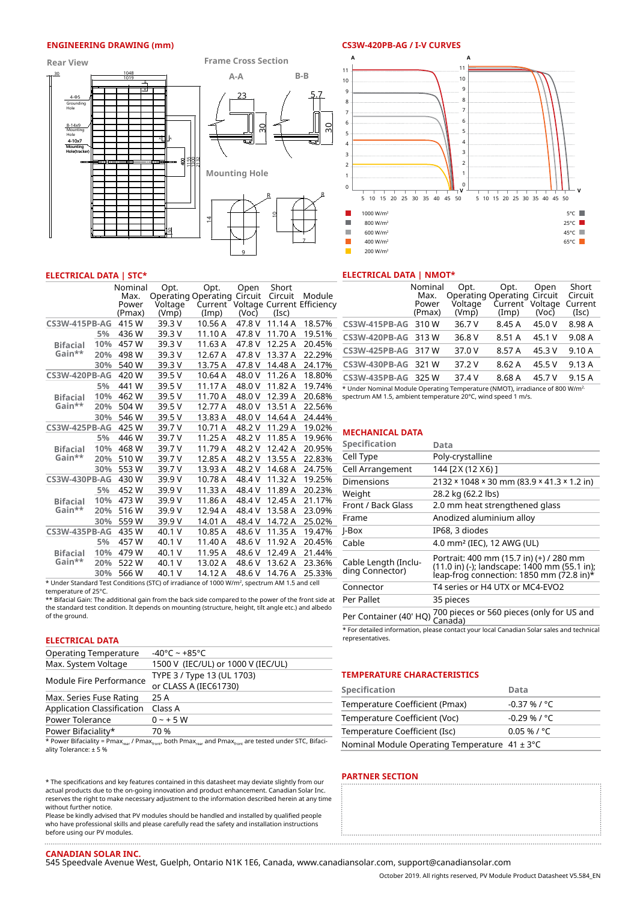## ENGINEERING DRAWING (mm)

Rear View

30
1048
1019
4-Φ5 Grounding Hole
8-14x9 Mounting Hole
4-10x7 Mounting Hole(tracker)
400
1155
1300
2132
R

Frame Cross Section

A-A
23
30

B-B
5.7
30

Mounting Hole

14
9
R
10
7
R

## CS3W-420PB-AG / I-V CURVES

A
11
10
9
8
7
6
5
4
3
2
1
0
5 10 15 20 25 30 35 40 45 50
V

A
11
10
9
8
7
6
5
4
3
2
1
0
5 10 15 20 25 30 35 40 45 50
V

1000 W/m²
800 W/m²
600 W/m²
400 W/m²
200 W/m²

5°C
25°C
45°C
65°C

## ELECTRICAL DATA | STC*

| | | Nominal Max. Power (Pmax) | Opt. Operating Voltage (Vmp) | Opt. Operating Current (Imp) | Open Circuit Voltage (Voc) | Short Circuit Current (Isc) | Module Efficiency |
|---|---|---|---|---|---|---|---|
| CS3W-415PB-AG | | 415 W | 39.3 V | 10.56 A | 47.8 V | 11.14 A | 18.57% |
| Bifacial Gain** | 5% | 436 W | 39.3 V | 11.10 A | 47.8 V | 11.70 A | 19.51% |
| | 10% | 457 W | 39.3 V | 11.63 A | 47.8 V | 12.25 A | 20.45% |
| | 20% | 498 W | 39.3 V | 12.67 A | 47.8 V | 13.37 A | 22.29% |
| | 30% | 540 W | 39.3 V | 13.75 A | 47.8 V | 14.48 A | 24.17% |
| CS3W-420PB-AG | | 420 W | 39.5 V | 10.64 A | 48.0 V | 11.26 A | 18.80% |
| Bifacial Gain** | 5% | 441 W | 39.5 V | 11.17 A | 48.0 V | 11.82 A | 19.74% |
| | 10% | 462 W | 39.5 V | 11.70 A | 48.0 V | 12.39 A | 20.68% |
| | 20% | 504 W | 39.5 V | 12.77 A | 48.0 V | 13.51 A | 22.56% |
| | 30% | 546 W | 39.5 V | 13.83 A | 48.0 V | 14.64 A | 24.44% |
| CS3W-425PB-AG | | 425 W | 39.7 V | 10.71 A | 48.2 V | 11.29 A | 19.02% |
| Bifacial Gain** | 5% | 446 W | 39.7 V | 11.25 A | 48.2 V | 11.85 A | 19.96% |
| | 10% | 468 W | 39.7 V | 11.79 A | 48.2 V | 12.42 A | 20.95% |
| | 20% | 510 W | 39.7 V | 12.85 A | 48.2 V | 13.55 A | 22.83% |
| | 30% | 553 W | 39.7 V | 13.93 A | 48.2 V | 14.68 A | 24.75% |
| CS3W-430PB-AG | | 430 W | 39.9 V | 10.78 A | 48.4 V | 11.32 A | 19.25% |
| Bifacial Gain** | 5% | 452 W | 39.9 V | 11.33 A | 48.4 V | 11.89 A | 20.23% |
| | 10% | 473 W | 39.9 V | 11.86 A | 48.4 V | 12.45 A | 21.17% |
| | 20% | 516 W | 39.9 V | 12.94 A | 48.4 V | 13.58 A | 23.09% |
| | 30% | 559 W | 39.9 V | 14.01 A | 48.4 V | 14.72 A | 25.02% |
| CS3W-435PB-AG | | 435 W | 40.1 V | 10.85 A | 48.6 V | 11.35 A | 19.47% |
| Bifacial Gain** | 5% | 457 W | 40.1 V | 11.40 A | 48.6 V | 11.92 A | 20.45% |
| | 10% | 479 W | 40.1 V | 11.95 A | 48.6 V | 12.49 A | 21.44% |
| | 20% | 522 W | 40.1 V | 13.02 A | 48.6 V | 13.62 A | 23.36% |
| | 30% | 566 W | 40.1 V | 14.12 A | 48.6 V | 14.76 A | 25.33% |

\* Under Standard Test Conditions (STC) of irradiance of 1000 W/m², spectrum AM 1.5 and cell temperature of 25°C.

** Bifacial Gain: The additional gain from the back side compared to the power of the front side at the standard test condition. It depends on mounting (structure, height, tilt angle etc.) and albedo of the ground.

## ELECTRICAL DATA

| | |
|---|---|
| Operating Temperature | -40°C ~ +85°C |
| Max. System Voltage | 1500 V (IEC/UL) or 1000 V (IEC/UL) |
| Module Fire Performance | TYPE 3 / Type 13 (UL 1703) or CLASS A (IEC61730) |
| Max. Series Fuse Rating | 25 A |
| Application Classification | Class A |
| Power Tolerance | 0 ~ + 5 W |
| Power Bifaciality* | 70 % |

\* Power Bifaciality = $Pmax_{rear}$ / $Pmax_{front}$, both $Pmax_{rear}$ and $Pmax_{front}$ are tested under STC, Bifaciality Tolerance: ± 5 %

\* The specifications and key features contained in this datasheet may deviate slightly from our actual products due to the on-going innovation and product enhancement. Canadian Solar Inc. reserves the right to make necessary adjustment to the information described herein at any time without further notice.

Please be kindly advised that PV modules should be handled and installed by qualified people who have professional skills and please carefully read the safety and installation instructions before using our PV modules.

## ELECTRICAL DATA | NMOT*

| | Nominal Max. Power (Pmax) | Opt. Operating Voltage (Vmp) | Opt. Operating Current (Imp) | Open Circuit Voltage (Voc) | Short Circuit Current (Isc) |
|---|---|---|---|---|---|
| CS3W-415PB-AG | 310 W | 36.7 V | 8.45 A | 45.0 V | 8.98 A |
| CS3W-420PB-AG | 313 W | 36.8 V | 8.51 A | 45.1 V | 9.08 A |
| CS3W-425PB-AG | 317 W | 37.0 V | 8.57 A | 45.3 V | 9.10 A |
| CS3W-430PB-AG | 321 W | 37.2 V | 8.62 A | 45.5 V | 9.13 A |
| CS3W-435PB-AG | 325 W | 37.4 V | 8.68 A | 45.7 V | 9.15 A |

\* Under Nominal Module Operating Temperature (NMOT), irradiance of 800 W/m², spectrum AM 1.5, ambient temperature 20°C, wind speed 1 m/s.

## MECHANICAL DATA

| Specification | Data |
|---|---|
| Cell Type | Poly-crystalline |
| Cell Arrangement | 144 [2X (12 X6) ] |
| Dimensions | 2132 × 1048 × 30 mm (83.9 × 41.3 × 1.2 in) |
| Weight | 28.2 kg (62.2 lbs) |
| Front / Back Glass | 2.0 mm heat strengthened glass |
| Frame | Anodized aluminium alloy |
| J-Box | IP68, 3 diodes |
| Cable | 4.0 mm² (IEC), 12 AWG (UL) |
| Cable Length (Including Connector) | Portrait: 400 mm (15.7 in) (+) / 280 mm (11.0 in) (-); landscape: 1400 mm (55.1 in); leap-frog connection: 1850 mm (72.8 in)* |
| Connector | T4 series or H4 UTX or MC4-EVO2 |
| Per Pallet | 35 pieces |
| Per Container (40' HQ) | 700 pieces or 560 pieces (only for US and Canada) |

\* For detailed information, please contact your local Canadian Solar sales and technical representatives.

## TEMPERATURE CHARACTERISTICS

| Specification | Data |
|---|---|
| Temperature Coefficient (Pmax) | -0.37 % / °C |
| Temperature Coefficient (Voc) | -0.29 % / °C |
| Temperature Coefficient (Isc) | 0.05 % / °C |
| Nominal Module Operating Temperature | 41 ± 3°C |

## PARTNER SECTION

**CANADIAN SOLAR INC.**
545 Speedvale Avenue West, Guelph, Ontario N1K 1E6, Canada, www.canadiansolar.com, support@canadiansolar.com

October 2019. All rights reserved, PV Module Product Datasheet V5.584_EN